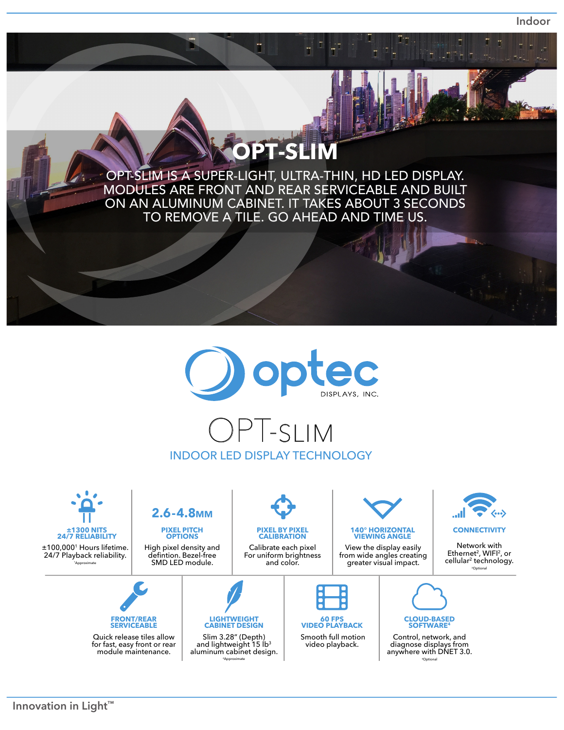Indoor

# OPT-SLIM

OPT-SLIM IS A SUPER-LIGHT, ULTRA-THIN, HD LED DISPLAY. MODULES ARE FRONT AND REAR SERVICEABLE AND BUILT ON AN ALUMINUM CABINET. IT TAKES ABOUT 3 SECONDS TO REMOVE A TILE. GO AHEAD AND TIME US.

optec DISPLAYS, INC.

# OPT-SLIM

## INDOOR LED DISPLAY TECHNOLOGY

**±1300 NITS 24/7 RELIABILITY**

±100,000[1] Hours lifetime. 24/7 Playback reliability.

[1]Approximate

**2.6-4.8MM PIXEL PITCH OPTIONS**

High pixel density and defintion. Bezel-free SMD LED module.

**PIXEL BY PIXEL CALIBRATION**

Calibrate each pixel For uniform brightness and color.

**140° HORIZONTAL VIEWING ANGLE**

View the display easily from wide angles creating greater visual impact.

**CONNECTIVITY**

Network with Ethernet[2], WIFI[2], or cellular[2] technology.

[2]Optional

**FRONT/REAR SERVICEABLE**

Quick release tiles allow for fast, easy front or rear module maintenance.

**LIGHTWEIGHT CABINET DESIGN**

Slim 3.28" (Depth) and lightweight 15 lb[3] aluminum cabinet design.

[3]Approximate

**60 FPS VIDEO PLAYBACK**

Smooth full motion video playback.

**CLOUD-BASED SOFTWARE[4]**

Control, network, and diagnose displays from anywhere with DNET 3.0.

[4]Optional

Innovation in Light™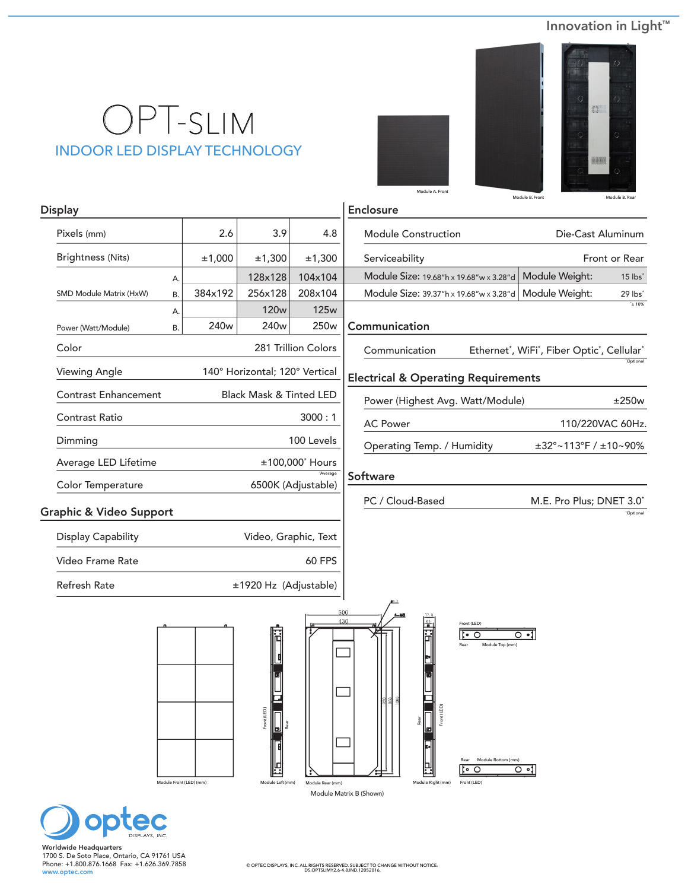Innovation in Light™

# OPT-SLIM

## INDOOR LED DISPLAY TECHNOLOGY

Module A. Front

Module B. Front

Module B. Rear

## Display

| | | 2.6 | 3.9 | 4.8 |
|---|---|---|---|---|
| Pixels (mm) | | 2.6 | 3.9 | 4.8 |
| Brightness (Nits) | | ±1,000 | ±1,300 | ±1,300 |
| SMD Module Matrix (HxW) | A. | | 128x128 | 104x104 |
| | B. | 384x192 | 256x128 | 208x104 |
| Power (Watt/Module) | A. | | 120w | 125w |
| | B. | 240w | 240w | 250w |

| | |
|---|---|
| Color | 281 Trillion Colors |
| Viewing Angle | 140° Horizontal; 120° Vertical |
| Contrast Enhancement | Black Mask & Tinted LED |
| Contrast Ratio | 3000 : 1 |
| Dimming | 100 Levels |
| Average LED Lifetime | ±100,000* Hours |
| Color Temperature | 6500K (Adjustable) |

*Average

## Graphic & Video Support

| | |
|---|---|
| Display Capability | Video, Graphic, Text |
| Video Frame Rate | 60 FPS |
| Refresh Rate | ±1920 Hz (Adjustable) |

## Enclosure

| | | | |
|---|---|---|---|
| Module Construction | Die-Cast Aluminum | | |
| Serviceability | Front or Rear | | |
| Module Size: 19.68"h x 19.68"w x 3.28"d | | Module Weight: | 15 lbs* |
| Module Size: 39.37"h x 19.68"w x 3.28"d | | Module Weight: | 29 lbs* |

*± 10%

## Communication

| | |
|---|---|
| Communication | Ethernet*, WiFi*, Fiber Optic*, Cellular* |

*Optional

## Electrical & Operating Requirements

| | |
|---|---|
| Power (Highest Avg. Watt/Module) | ±250w |
| AC Power | 110/220VAC 60Hz. |
| Operating Temp. / Humidity | ±32°~113°F / ±10~90% |

## Software

| | |
|---|---|
| PC / Cloud-Based | M.E. Pro Plus; DNET 3.0* |

*Optional

Module Front (LED) (mm)

Module Left (mm)

Module Rear (mm)

Module Right (mm)

Module Top (mm)

Module Bottom (mm)

Module Matrix B (Shown)

optec DISPLAYS, INC.

Worldwide Headquarters
1700 S. De Soto Place, Ontario, CA 91761 USA
Phone: +1.800.876.1668 Fax: +1.626.369.7858
www.optec.com

© OPTEC DISPLAYS, INC. ALL RIGHTS RESERVED. SUBJECT TO CHANGE WITHOUT NOTICE.
DS.OPTSLIMY2.6-4.8.IND.12052016.